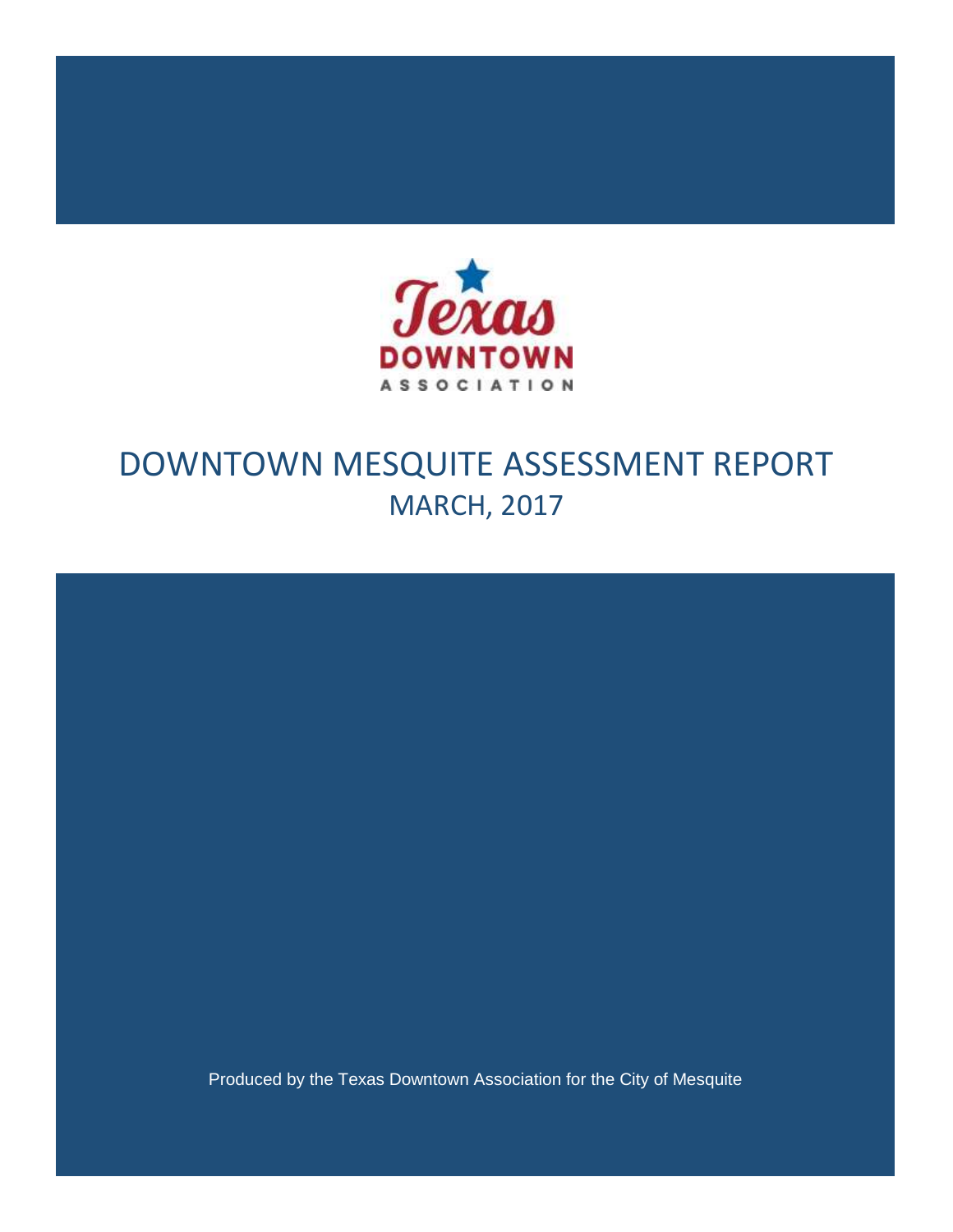Texas DOWNTOWN ASSOCIATION

# DOWNTOWN MESQUITE ASSESSMENT REPORT

## MARCH, 2017

Produced by the Texas Downtown Association for the City of Mesquite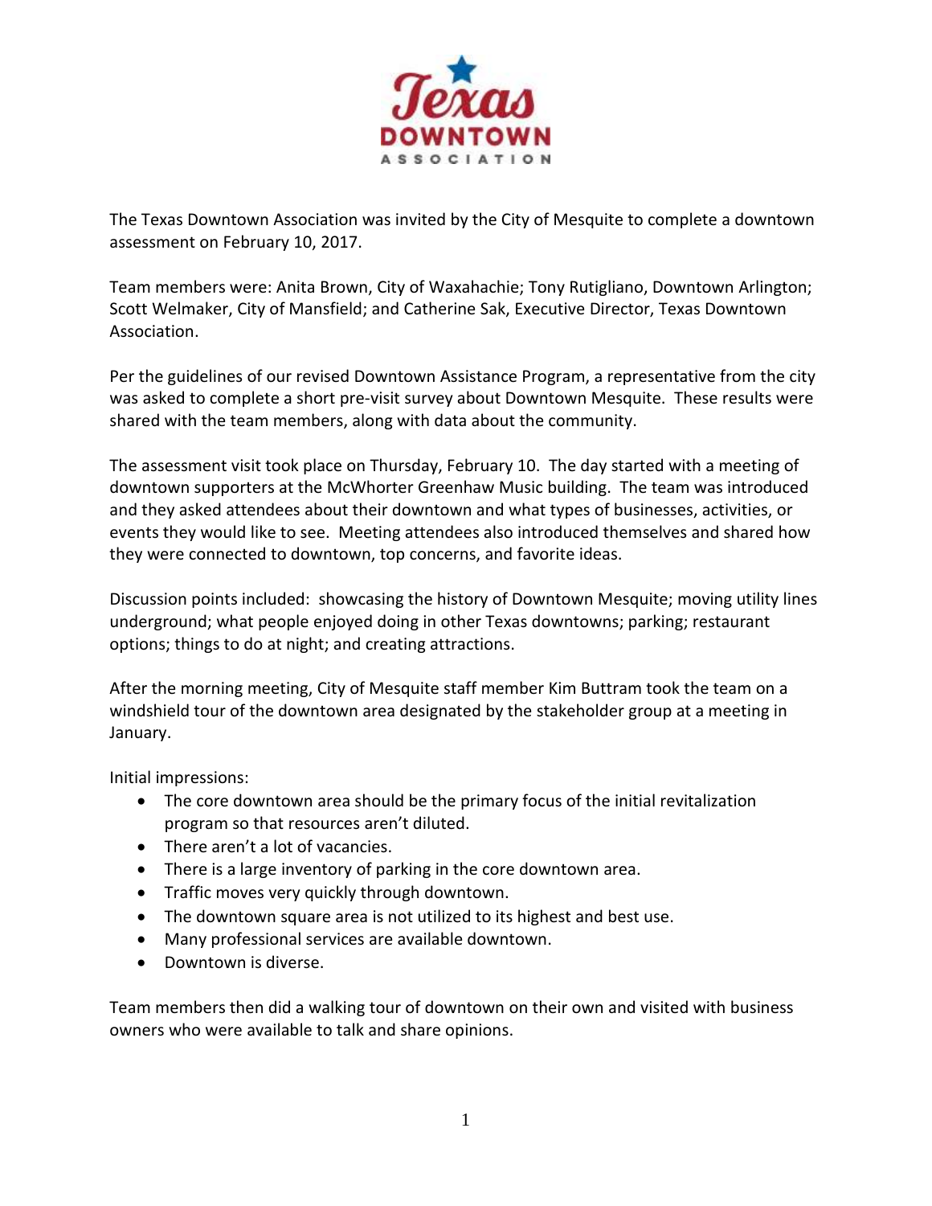The Texas Downtown Association was invited by the City of Mesquite to complete a downtown assessment on February 10, 2017.

Team members were: Anita Brown, City of Waxahachie; Tony Rutigliano, Downtown Arlington; Scott Welmaker, City of Mansfield; and Catherine Sak, Executive Director, Texas Downtown Association.

Per the guidelines of our revised Downtown Assistance Program, a representative from the city was asked to complete a short pre-visit survey about Downtown Mesquite. These results were shared with the team members, along with data about the community.

The assessment visit took place on Thursday, February 10. The day started with a meeting of downtown supporters at the McWhorter Greenhaw Music building. The team was introduced and they asked attendees about their downtown and what types of businesses, activities, or events they would like to see. Meeting attendees also introduced themselves and shared how they were connected to downtown, top concerns, and favorite ideas.

Discussion points included: showcasing the history of Downtown Mesquite; moving utility lines underground; what people enjoyed doing in other Texas downtowns; parking; restaurant options; things to do at night; and creating attractions.

After the morning meeting, City of Mesquite staff member Kim Buttram took the team on a windshield tour of the downtown area designated by the stakeholder group at a meeting in January.

Initial impressions:

- The core downtown area should be the primary focus of the initial revitalization program so that resources aren't diluted.
- There aren't a lot of vacancies.
- There is a large inventory of parking in the core downtown area.
- Traffic moves very quickly through downtown.
- The downtown square area is not utilized to its highest and best use.
- Many professional services are available downtown.
- Downtown is diverse.

Team members then did a walking tour of downtown on their own and visited with business owners who were available to talk and share opinions.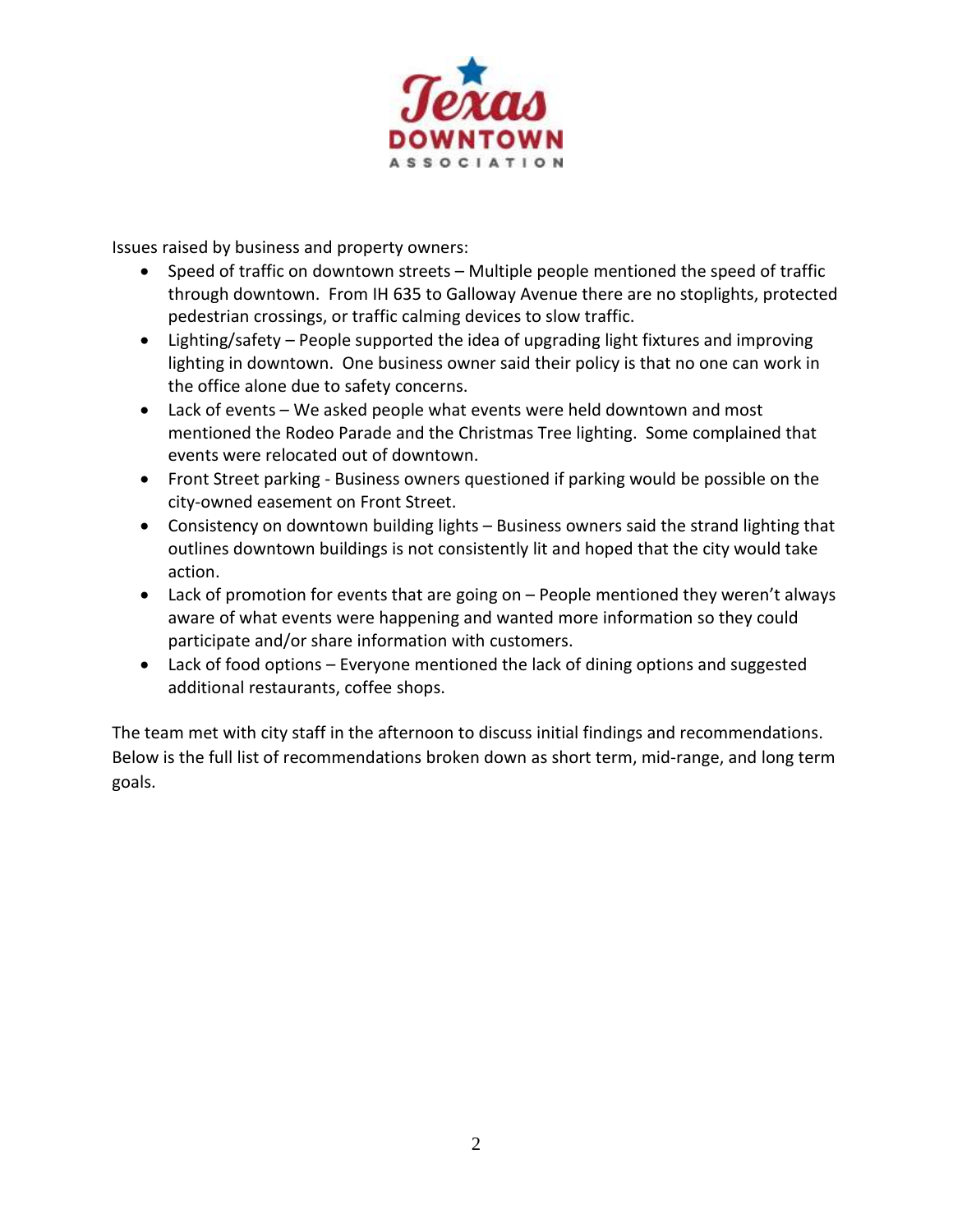Issues raised by business and property owners:

- Speed of traffic on downtown streets – Multiple people mentioned the speed of traffic through downtown. From IH 635 to Galloway Avenue there are no stoplights, protected pedestrian crossings, or traffic calming devices to slow traffic.
- Lighting/safety – People supported the idea of upgrading light fixtures and improving lighting in downtown. One business owner said their policy is that no one can work in the office alone due to safety concerns.
- Lack of events – We asked people what events were held downtown and most mentioned the Rodeo Parade and the Christmas Tree lighting. Some complained that events were relocated out of downtown.
- Front Street parking - Business owners questioned if parking would be possible on the city-owned easement on Front Street.
- Consistency on downtown building lights – Business owners said the strand lighting that outlines downtown buildings is not consistently lit and hoped that the city would take action.
- Lack of promotion for events that are going on – People mentioned they weren't always aware of what events were happening and wanted more information so they could participate and/or share information with customers.
- Lack of food options – Everyone mentioned the lack of dining options and suggested additional restaurants, coffee shops.

The team met with city staff in the afternoon to discuss initial findings and recommendations. Below is the full list of recommendations broken down as short term, mid-range, and long term goals.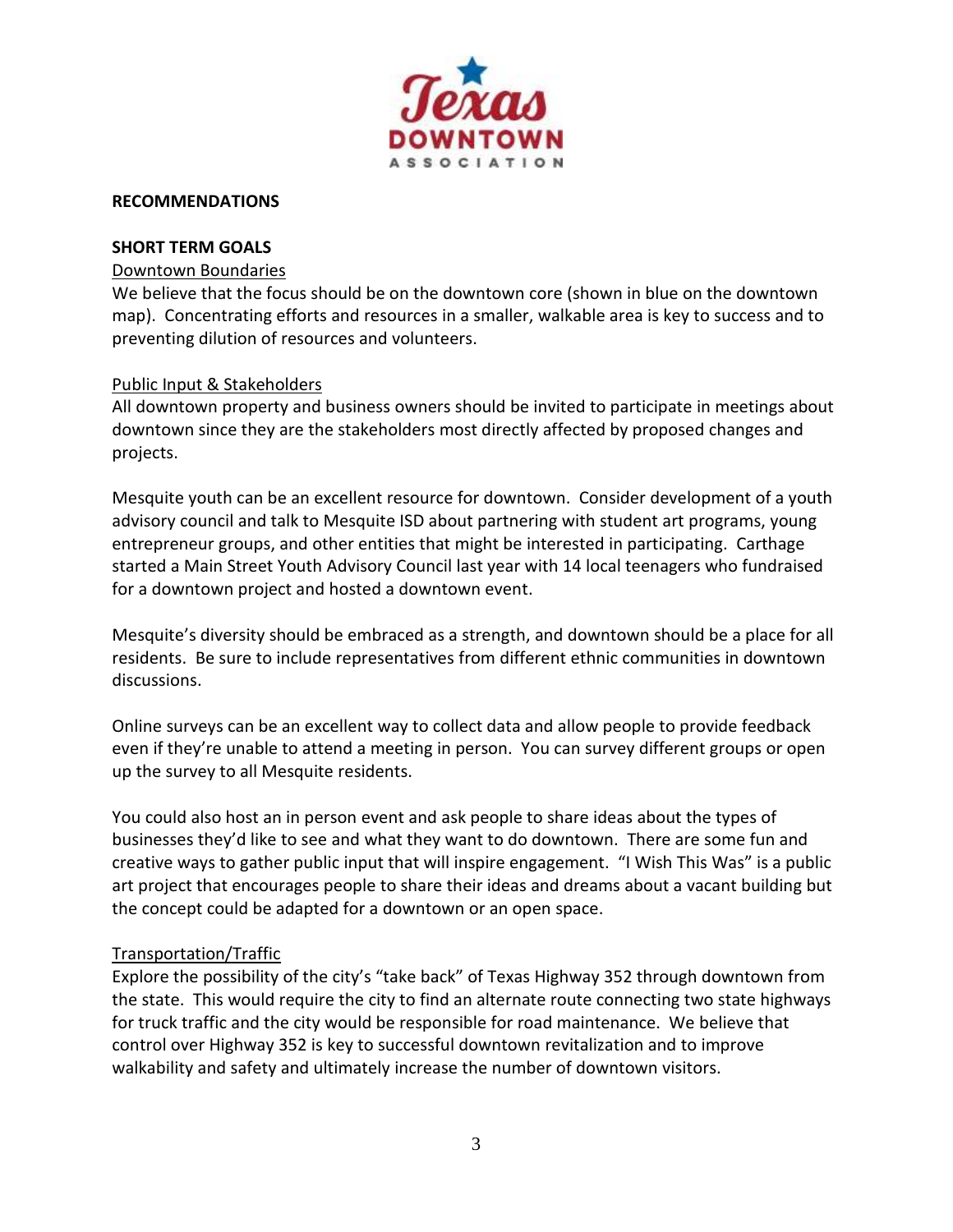## RECOMMENDATIONS

### SHORT TERM GOALS

Downtown Boundaries

We believe that the focus should be on the downtown core (shown in blue on the downtown map). Concentrating efforts and resources in a smaller, walkable area is key to success and to preventing dilution of resources and volunteers.

Public Input & Stakeholders

All downtown property and business owners should be invited to participate in meetings about downtown since they are the stakeholders most directly affected by proposed changes and projects.

Mesquite youth can be an excellent resource for downtown. Consider development of a youth advisory council and talk to Mesquite ISD about partnering with student art programs, young entrepreneur groups, and other entities that might be interested in participating. Carthage started a Main Street Youth Advisory Council last year with 14 local teenagers who fundraised for a downtown project and hosted a downtown event.

Mesquite's diversity should be embraced as a strength, and downtown should be a place for all residents. Be sure to include representatives from different ethnic communities in downtown discussions.

Online surveys can be an excellent way to collect data and allow people to provide feedback even if they're unable to attend a meeting in person. You can survey different groups or open up the survey to all Mesquite residents.

You could also host an in person event and ask people to share ideas about the types of businesses they'd like to see and what they want to do downtown. There are some fun and creative ways to gather public input that will inspire engagement. "I Wish This Was" is a public art project that encourages people to share their ideas and dreams about a vacant building but the concept could be adapted for a downtown or an open space.

Transportation/Traffic

Explore the possibility of the city's "take back" of Texas Highway 352 through downtown from the state. This would require the city to find an alternate route connecting two state highways for truck traffic and the city would be responsible for road maintenance. We believe that control over Highway 352 is key to successful downtown revitalization and to improve walkability and safety and ultimately increase the number of downtown visitors.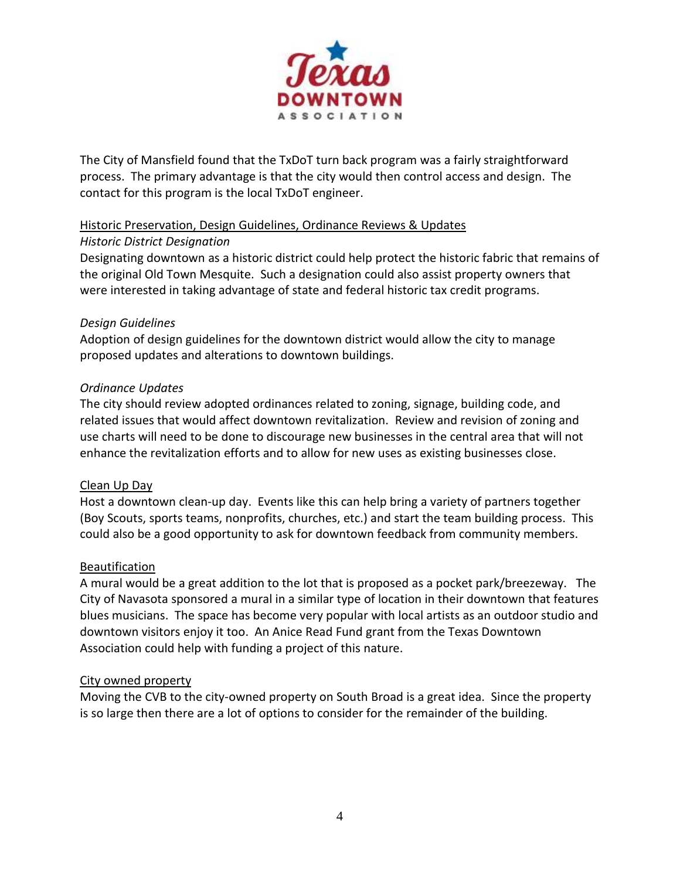The City of Mansfield found that the TxDoT turn back program was a fairly straightforward process. The primary advantage is that the city would then control access and design. The contact for this program is the local TxDoT engineer.

<u>Historic Preservation, Design Guidelines, Ordinance Reviews & Updates</u>

*Historic District Designation*

Designating downtown as a historic district could help protect the historic fabric that remains of the original Old Town Mesquite. Such a designation could also assist property owners that were interested in taking advantage of state and federal historic tax credit programs.

*Design Guidelines*

Adoption of design guidelines for the downtown district would allow the city to manage proposed updates and alterations to downtown buildings.

*Ordinance Updates*

The city should review adopted ordinances related to zoning, signage, building code, and related issues that would affect downtown revitalization. Review and revision of zoning and use charts will need to be done to discourage new businesses in the central area that will not enhance the revitalization efforts and to allow for new uses as existing businesses close.

<u>Clean Up Day</u>

Host a downtown clean-up day. Events like this can help bring a variety of partners together (Boy Scouts, sports teams, nonprofits, churches, etc.) and start the team building process. This could also be a good opportunity to ask for downtown feedback from community members.

<u>Beautification</u>

A mural would be a great addition to the lot that is proposed as a pocket park/breezeway. The City of Navasota sponsored a mural in a similar type of location in their downtown that features blues musicians. The space has become very popular with local artists as an outdoor studio and downtown visitors enjoy it too. An Anice Read Fund grant from the Texas Downtown Association could help with funding a project of this nature.

<u>City owned property</u>

Moving the CVB to the city-owned property on South Broad is a great idea. Since the property is so large then there are a lot of options to consider for the remainder of the building.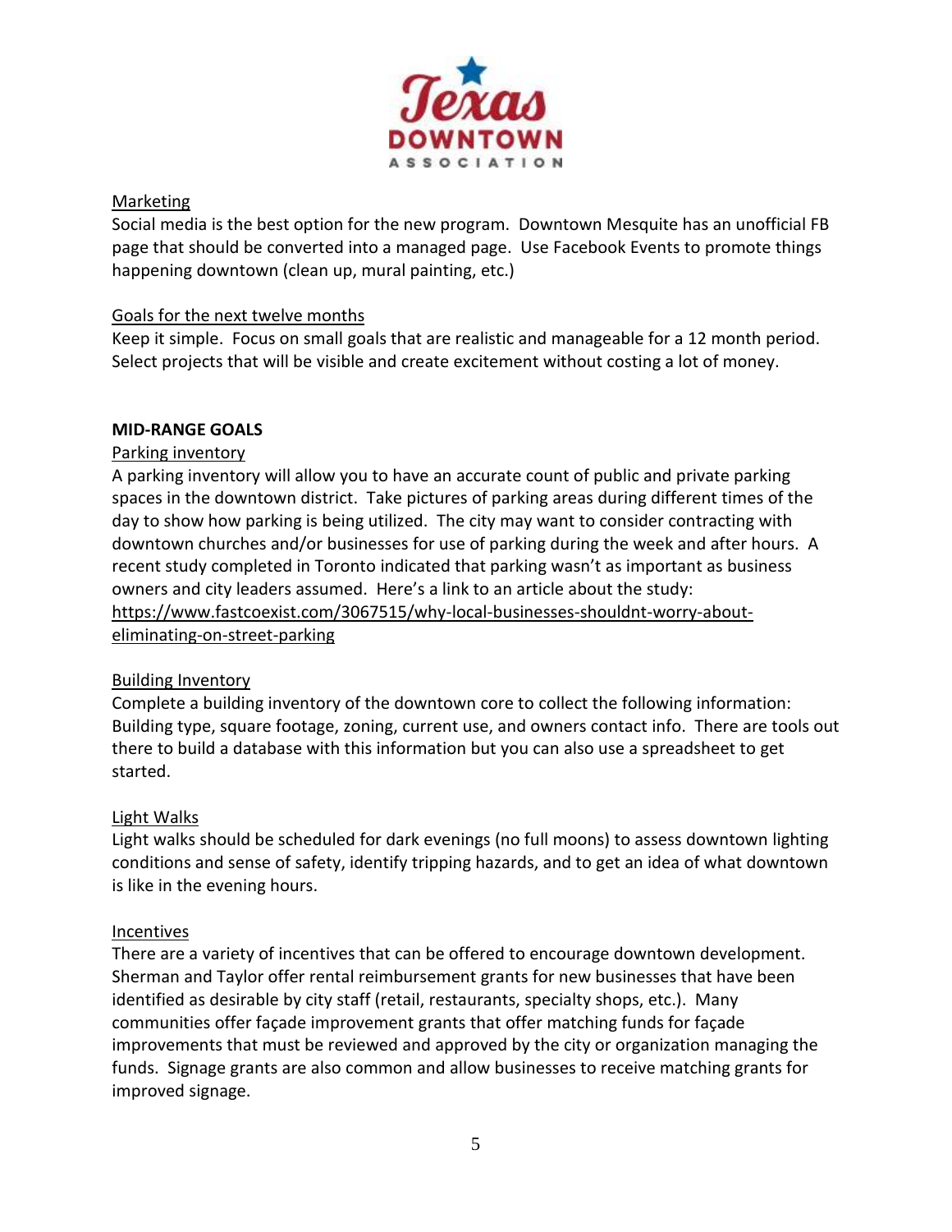Marketing

Social media is the best option for the new program. Downtown Mesquite has an unofficial FB page that should be converted into a managed page. Use Facebook Events to promote things happening downtown (clean up, mural painting, etc.)

Goals for the next twelve months

Keep it simple. Focus on small goals that are realistic and manageable for a 12 month period. Select projects that will be visible and create excitement without costing a lot of money.

**MID-RANGE GOALS**

Parking inventory

A parking inventory will allow you to have an accurate count of public and private parking spaces in the downtown district. Take pictures of parking areas during different times of the day to show how parking is being utilized. The city may want to consider contracting with downtown churches and/or businesses for use of parking during the week and after hours. A recent study completed in Toronto indicated that parking wasn't as important as business owners and city leaders assumed. Here's a link to an article about the study: https://www.fastcoexist.com/3067515/why-local-businesses-shouldnt-worry-about-eliminating-on-street-parking

Building Inventory

Complete a building inventory of the downtown core to collect the following information: Building type, square footage, zoning, current use, and owners contact info. There are tools out there to build a database with this information but you can also use a spreadsheet to get started.

Light Walks

Light walks should be scheduled for dark evenings (no full moons) to assess downtown lighting conditions and sense of safety, identify tripping hazards, and to get an idea of what downtown is like in the evening hours.

Incentives

There are a variety of incentives that can be offered to encourage downtown development. Sherman and Taylor offer rental reimbursement grants for new businesses that have been identified as desirable by city staff (retail, restaurants, specialty shops, etc.). Many communities offer façade improvement grants that offer matching funds for façade improvements that must be reviewed and approved by the city or organization managing the funds. Signage grants are also common and allow businesses to receive matching grants for improved signage.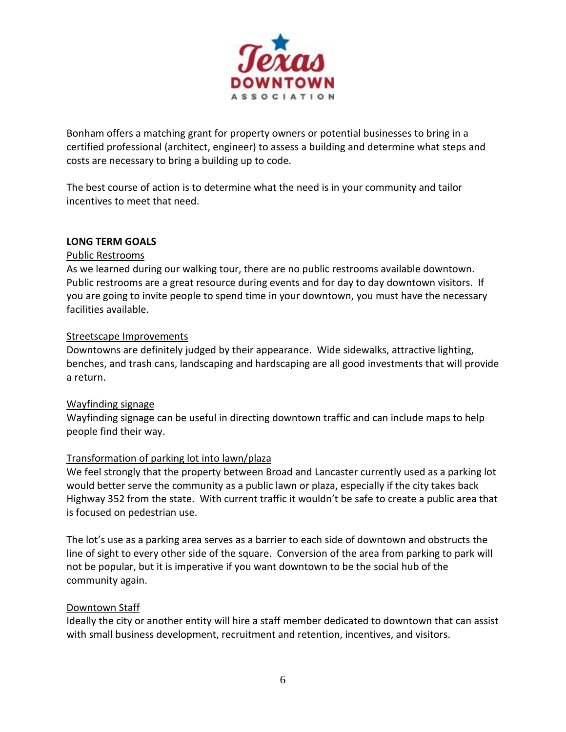Bonham offers a matching grant for property owners or potential businesses to bring in a certified professional (architect, engineer) to assess a building and determine what steps and costs are necessary to bring a building up to code.

The best course of action is to determine what the need is in your community and tailor incentives to meet that need.

## LONG TERM GOALS

### Public Restrooms

As we learned during our walking tour, there are no public restrooms available downtown. Public restrooms are a great resource during events and for day to day downtown visitors. If you are going to invite people to spend time in your downtown, you must have the necessary facilities available.

### Streetscape Improvements

Downtowns are definitely judged by their appearance. Wide sidewalks, attractive lighting, benches, and trash cans, landscaping and hardscaping are all good investments that will provide a return.

### Wayfinding signage

Wayfinding signage can be useful in directing downtown traffic and can include maps to help people find their way.

### Transformation of parking lot into lawn/plaza

We feel strongly that the property between Broad and Lancaster currently used as a parking lot would better serve the community as a public lawn or plaza, especially if the city takes back Highway 352 from the state. With current traffic it wouldn't be safe to create a public area that is focused on pedestrian use.

The lot's use as a parking area serves as a barrier to each side of downtown and obstructs the line of sight to every other side of the square. Conversion of the area from parking to park will not be popular, but it is imperative if you want downtown to be the social hub of the community again.

### Downtown Staff

Ideally the city or another entity will hire a staff member dedicated to downtown that can assist with small business development, recruitment and retention, incentives, and visitors.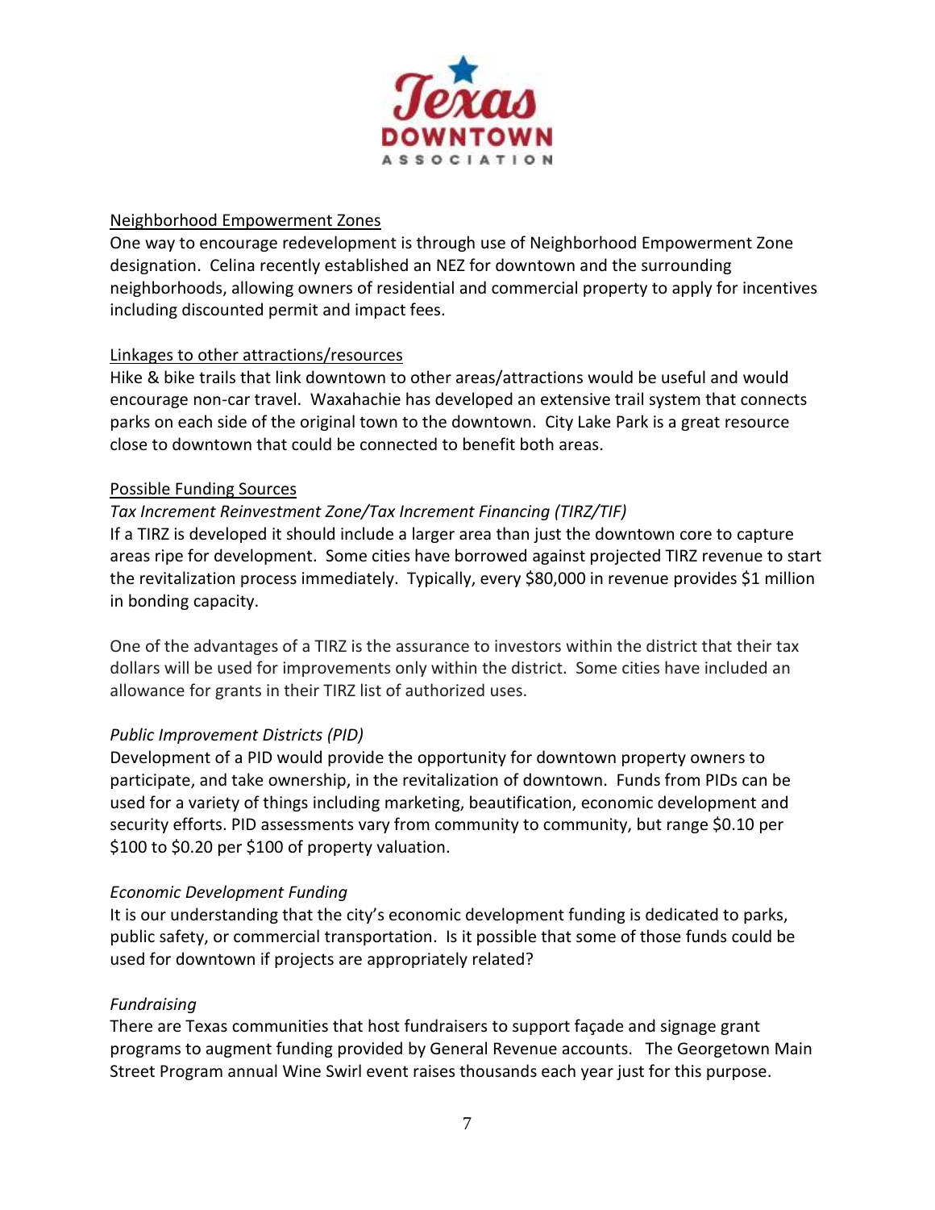## Neighborhood Empowerment Zones

One way to encourage redevelopment is through use of Neighborhood Empowerment Zone designation. Celina recently established an NEZ for downtown and the surrounding neighborhoods, allowing owners of residential and commercial property to apply for incentives including discounted permit and impact fees.

## Linkages to other attractions/resources

Hike & bike trails that link downtown to other areas/attractions would be useful and would encourage non-car travel. Waxahachie has developed an extensive trail system that connects parks on each side of the original town to the downtown. City Lake Park is a great resource close to downtown that could be connected to benefit both areas.

## Possible Funding Sources

### *Tax Increment Reinvestment Zone/Tax Increment Financing (TIRZ/TIF)*

If a TIRZ is developed it should include a larger area than just the downtown core to capture areas ripe for development. Some cities have borrowed against projected TIRZ revenue to start the revitalization process immediately. Typically, every \$80,000 in revenue provides \$1 million in bonding capacity.

One of the advantages of a TIRZ is the assurance to investors within the district that their tax dollars will be used for improvements only within the district. Some cities have included an allowance for grants in their TIRZ list of authorized uses.

### *Public Improvement Districts (PID)*

Development of a PID would provide the opportunity for downtown property owners to participate, and take ownership, in the revitalization of downtown. Funds from PIDs can be used for a variety of things including marketing, beautification, economic development and security efforts. PID assessments vary from community to community, but range \$0.10 per \$100 to \$0.20 per \$100 of property valuation.

### *Economic Development Funding*

It is our understanding that the city's economic development funding is dedicated to parks, public safety, or commercial transportation. Is it possible that some of those funds could be used for downtown if projects are appropriately related?

### *Fundraising*

There are Texas communities that host fundraisers to support façade and signage grant programs to augment funding provided by General Revenue accounts. The Georgetown Main Street Program annual Wine Swirl event raises thousands each year just for this purpose.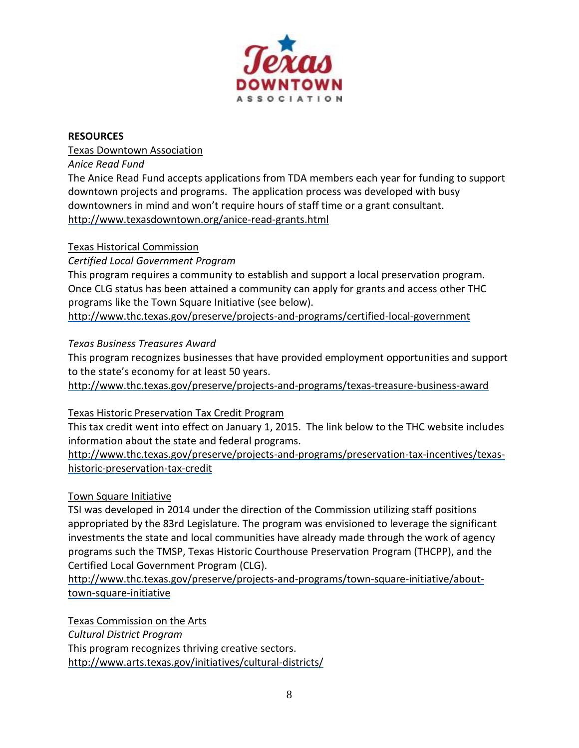## RESOURCES

Texas Downtown Association

*Anice Read Fund*

The Anice Read Fund accepts applications from TDA members each year for funding to support downtown projects and programs. The application process was developed with busy downtowners in mind and won't require hours of staff time or a grant consultant.
http://www.texasdowntown.org/anice-read-grants.html

Texas Historical Commission

*Certified Local Government Program*

This program requires a community to establish and support a local preservation program. Once CLG status has been attained a community can apply for grants and access other THC programs like the Town Square Initiative (see below).
http://www.thc.texas.gov/preserve/projects-and-programs/certified-local-government

*Texas Business Treasures Award*

This program recognizes businesses that have provided employment opportunities and support to the state's economy for at least 50 years.
http://www.thc.texas.gov/preserve/projects-and-programs/texas-treasure-business-award

Texas Historic Preservation Tax Credit Program

This tax credit went into effect on January 1, 2015. The link below to the THC website includes information about the state and federal programs.
http://www.thc.texas.gov/preserve/projects-and-programs/preservation-tax-incentives/texas-historic-preservation-tax-credit

Town Square Initiative

TSI was developed in 2014 under the direction of the Commission utilizing staff positions appropriated by the 83rd Legislature. The program was envisioned to leverage the significant investments the state and local communities have already made through the work of agency programs such the TMSP, Texas Historic Courthouse Preservation Program (THCPP), and the Certified Local Government Program (CLG).
http://www.thc.texas.gov/preserve/projects-and-programs/town-square-initiative/about-town-square-initiative

Texas Commission on the Arts

*Cultural District Program*

This program recognizes thriving creative sectors.
http://www.arts.texas.gov/initiatives/cultural-districts/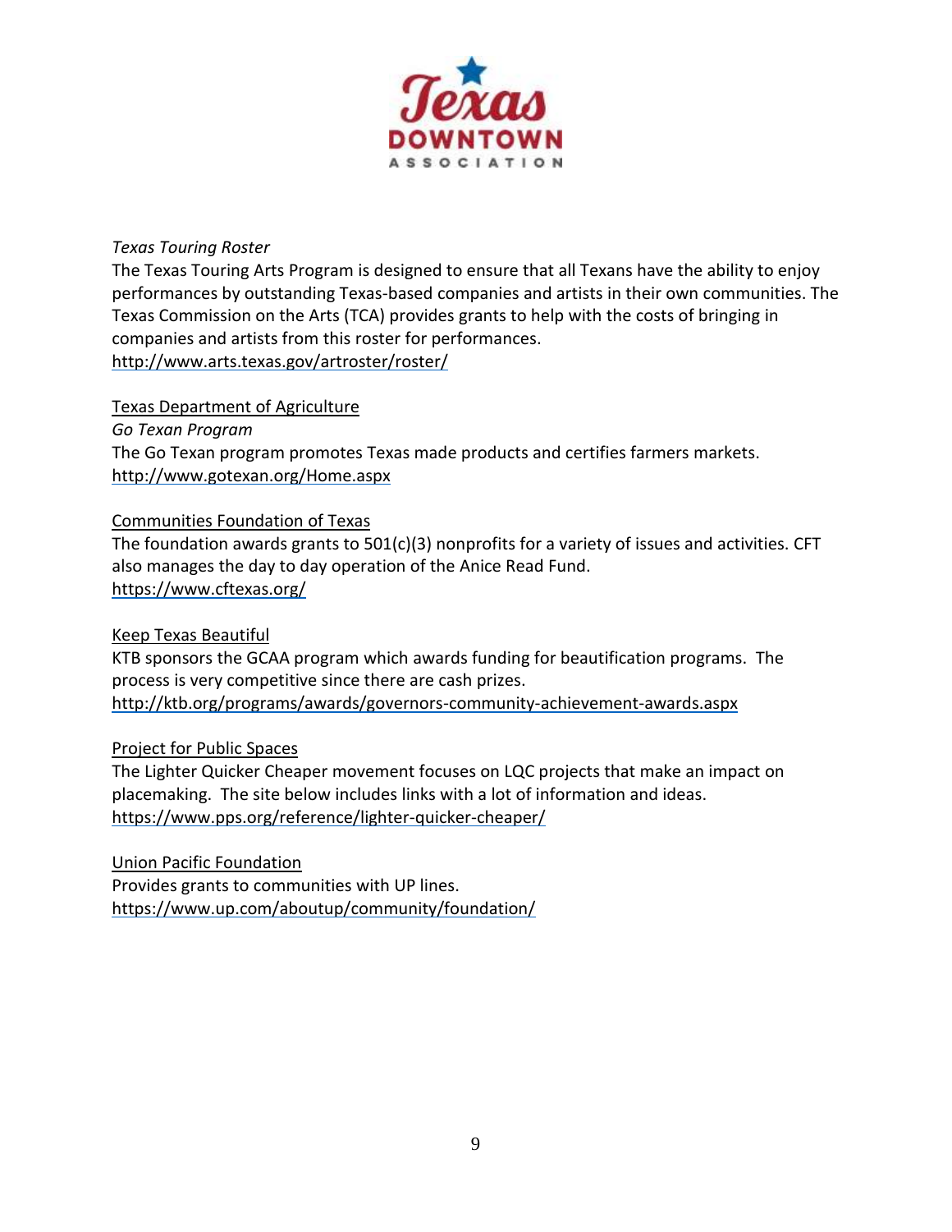*Texas Touring Roster*

The Texas Touring Arts Program is designed to ensure that all Texans have the ability to enjoy performances by outstanding Texas-based companies and artists in their own communities. The Texas Commission on the Arts (TCA) provides grants to help with the costs of bringing in companies and artists from this roster for performances.
http://www.arts.texas.gov/artroster/roster/

Texas Department of Agriculture

*Go Texan Program*

The Go Texan program promotes Texas made products and certifies farmers markets.
http://www.gotexan.org/Home.aspx

Communities Foundation of Texas

The foundation awards grants to 501(c)(3) nonprofits for a variety of issues and activities. CFT also manages the day to day operation of the Anice Read Fund.
https://www.cftexas.org/

Keep Texas Beautiful

KTB sponsors the GCAA program which awards funding for beautification programs. The process is very competitive since there are cash prizes.
http://ktb.org/programs/awards/governors-community-achievement-awards.aspx

Project for Public Spaces

The Lighter Quicker Cheaper movement focuses on LQC projects that make an impact on placemaking. The site below includes links with a lot of information and ideas.
https://www.pps.org/reference/lighter-quicker-cheaper/

Union Pacific Foundation

Provides grants to communities with UP lines.
https://www.up.com/aboutup/community/foundation/